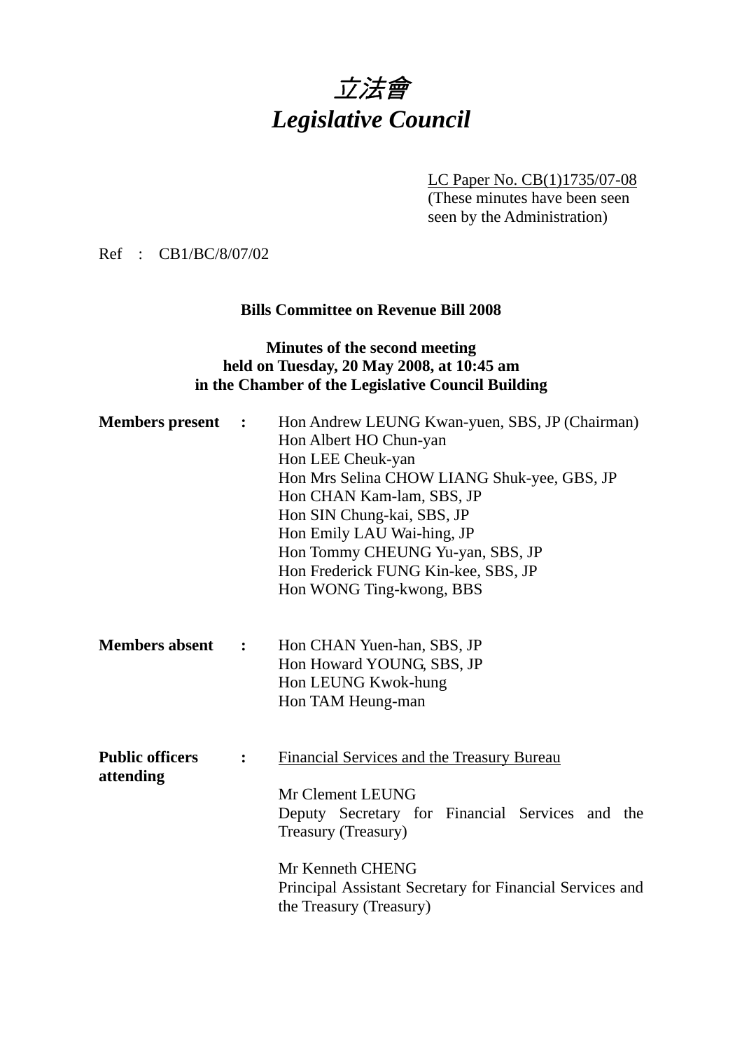# *立法會*
# *Legislative Council*

LC Paper No. CB(1)1735/07-08
(These minutes have been seen by the Administration)

Ref : CB1/BC/8/07/02

**Bills Committee on Revenue Bill 2008**

**Minutes of the second meeting held on Tuesday, 20 May 2008, at 10:45 am in the Chamber of the Legislative Council Building**

**Members present** : Hon Andrew LEUNG Kwan-yuen, SBS, JP (Chairman)
Hon Albert HO Chun-yan
Hon LEE Cheuk-yan
Hon Mrs Selina CHOW LIANG Shuk-yee, GBS, JP
Hon CHAN Kam-lam, SBS, JP
Hon SIN Chung-kai, SBS, JP
Hon Emily LAU Wai-hing, JP
Hon Tommy CHEUNG Yu-yan, SBS, JP
Hon Frederick FUNG Kin-kee, SBS, JP
Hon WONG Ting-kwong, BBS

**Members absent** : Hon CHAN Yuen-han, SBS, JP
Hon Howard YOUNG, SBS, JP
Hon LEUNG Kwok-hung
Hon TAM Heung-man

**Public officers attending** : Financial Services and the Treasury Bureau

Mr Clement LEUNG
Deputy Secretary for Financial Services and the Treasury (Treasury)

Mr Kenneth CHENG
Principal Assistant Secretary for Financial Services and the Treasury (Treasury)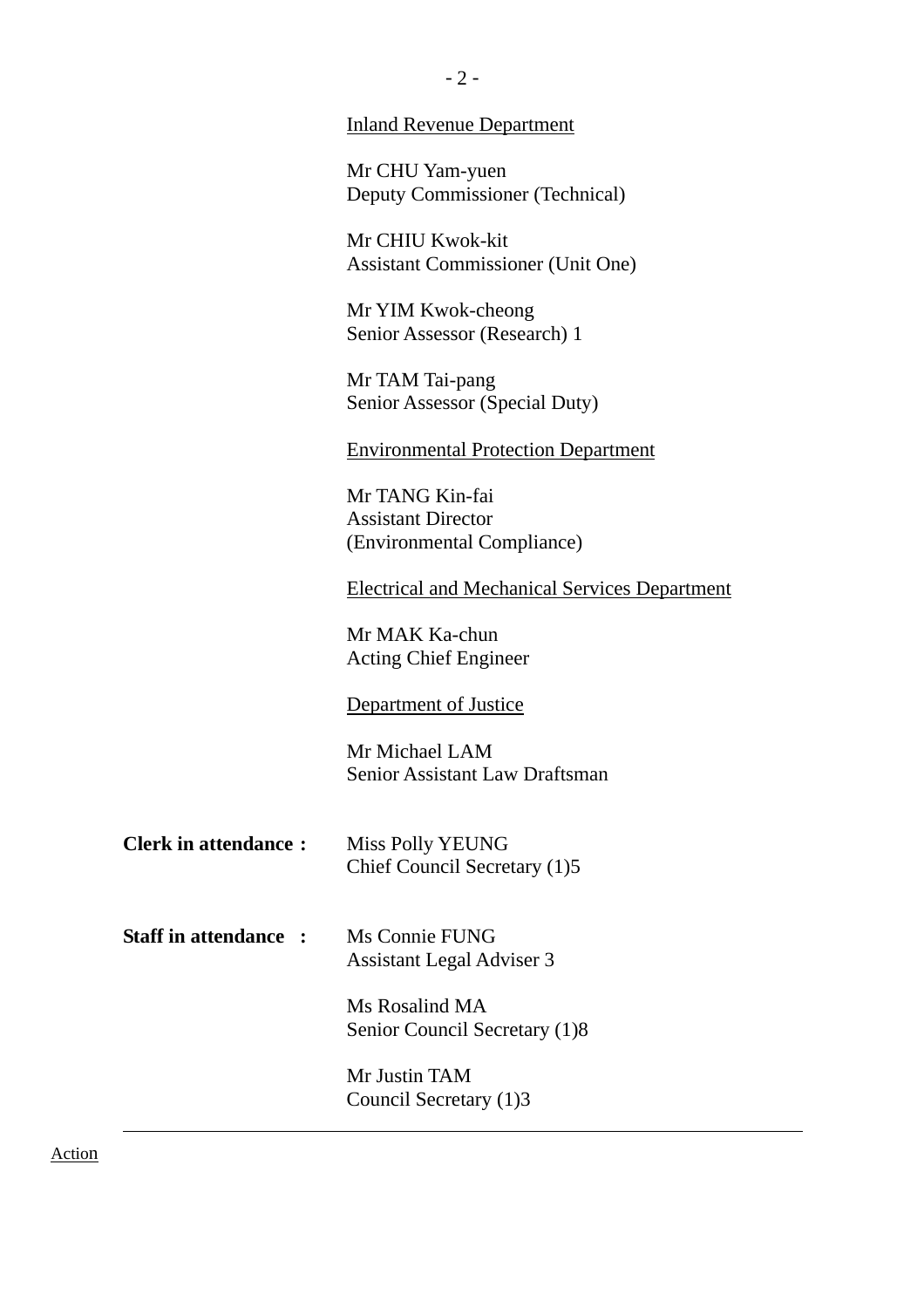<u>Inland Revenue Department</u>

Mr CHU Yam-yuen
Deputy Commissioner (Technical)

Mr CHIU Kwok-kit
Assistant Commissioner (Unit One)

Mr YIM Kwok-cheong
Senior Assessor (Research) 1

Mr TAM Tai-pang
Senior Assessor (Special Duty)

<u>Environmental Protection Department</u>

Mr TANG Kin-fai
Assistant Director
(Environmental Compliance)

<u>Electrical and Mechanical Services Department</u>

Mr MAK Ka-chun
Acting Chief Engineer

<u>Department of Justice</u>

Mr Michael LAM
Senior Assistant Law Draftsman

**Clerk in attendance :** Miss Polly YEUNG
Chief Council Secretary (1)5

**Staff in attendance :** Ms Connie FUNG
Assistant Legal Adviser 3

Ms Rosalind MA
Senior Council Secretary (1)8

Mr Justin TAM
Council Secretary (1)3

---

<u>Action</u>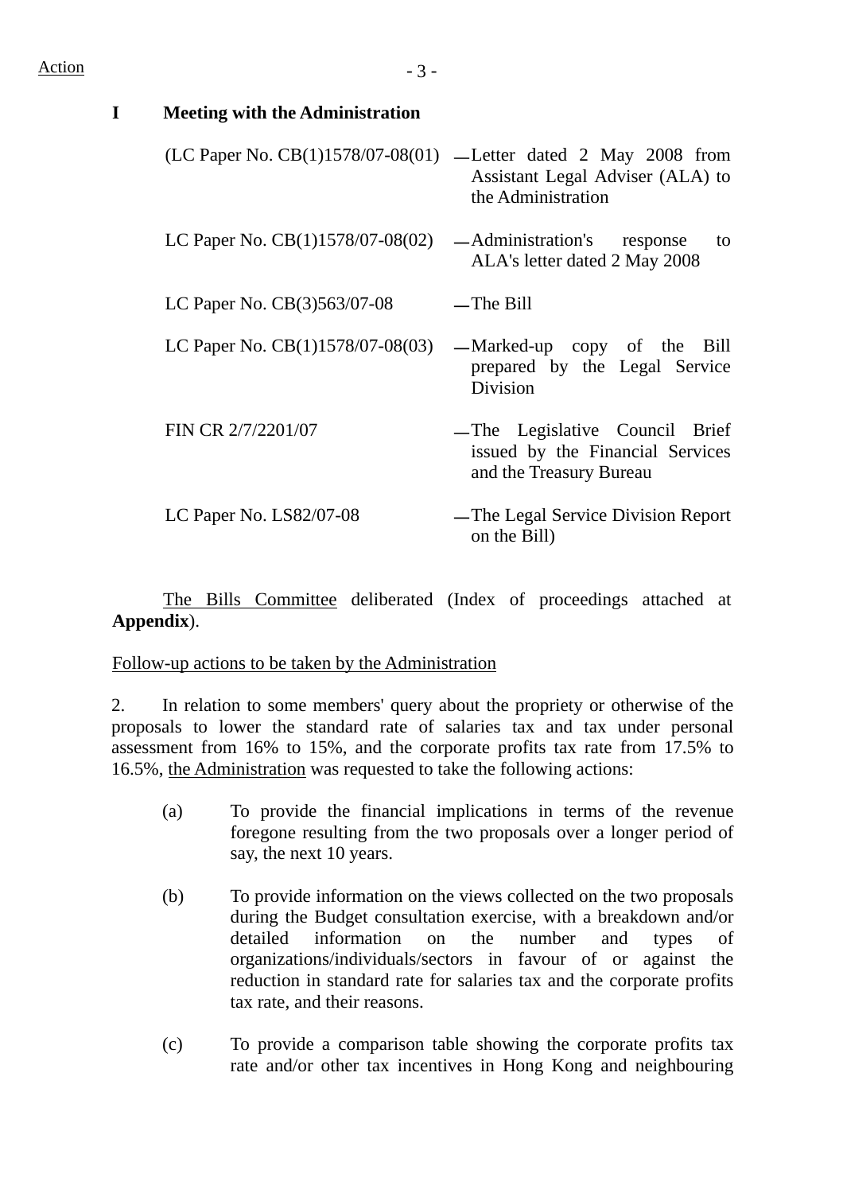Action

## I Meeting with the Administration

(LC Paper No. CB(1)1578/07-08(01) — Letter dated 2 May 2008 from Assistant Legal Adviser (ALA) to the Administration

LC Paper No. CB(1)1578/07-08(02) — Administration's response to ALA's letter dated 2 May 2008

LC Paper No. CB(3)563/07-08 — The Bill

LC Paper No. CB(1)1578/07-08(03) — Marked-up copy of the Bill prepared by the Legal Service Division

FIN CR 2/7/2201/07 — The Legislative Council Brief issued by the Financial Services and the Treasury Bureau

LC Paper No. LS82/07-08 — The Legal Service Division Report on the Bill)

The Bills Committee deliberated (Index of proceedings attached at **Appendix**).

Follow-up actions to be taken by the Administration

2. In relation to some members' query about the propriety or otherwise of the proposals to lower the standard rate of salaries tax and tax under personal assessment from 16% to 15%, and the corporate profits tax rate from 17.5% to 16.5%, the Administration was requested to take the following actions:

(a) To provide the financial implications in terms of the revenue foregone resulting from the two proposals over a longer period of say, the next 10 years.

(b) To provide information on the views collected on the two proposals during the Budget consultation exercise, with a breakdown and/or detailed information on the number and types of organizations/individuals/sectors in favour of or against the reduction in standard rate for salaries tax and the corporate profits tax rate, and their reasons.

(c) To provide a comparison table showing the corporate profits tax rate and/or other tax incentives in Hong Kong and neighbouring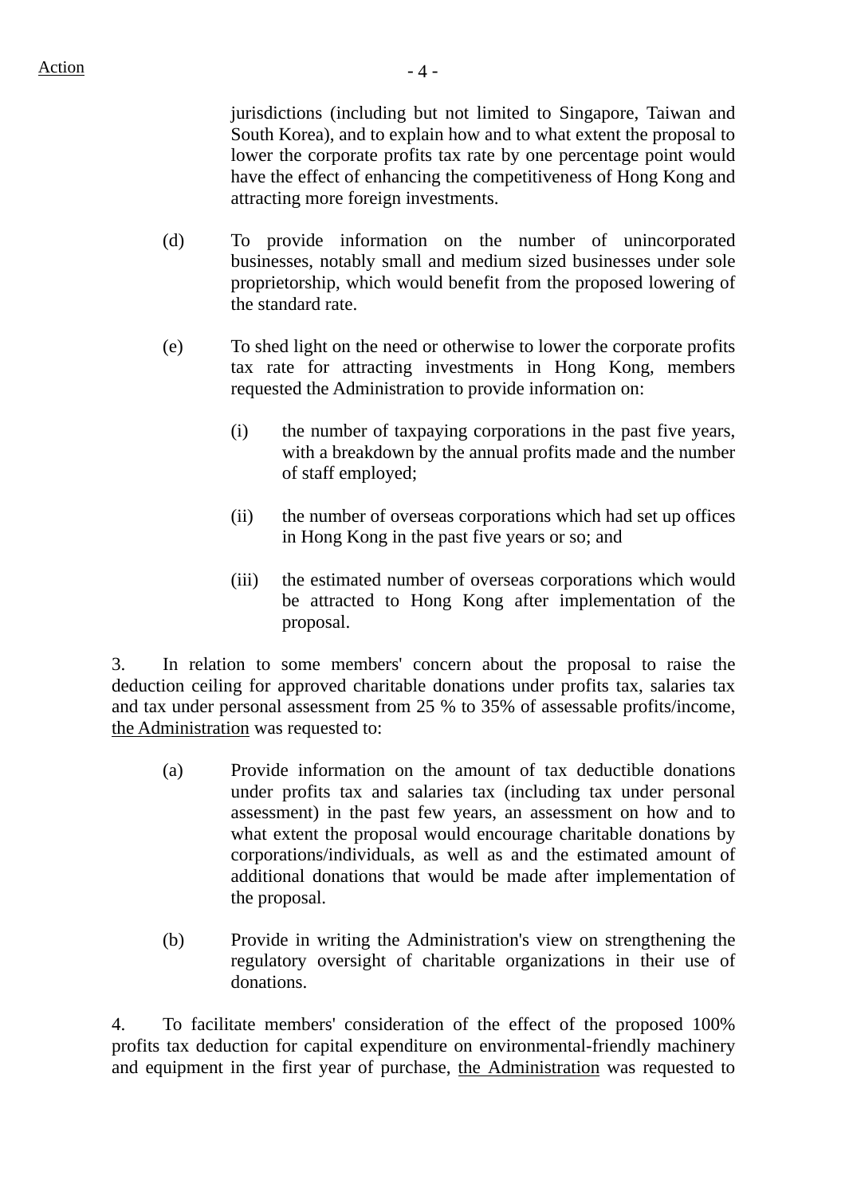jurisdictions (including but not limited to Singapore, Taiwan and South Korea), and to explain how and to what extent the proposal to lower the corporate profits tax rate by one percentage point would have the effect of enhancing the competitiveness of Hong Kong and attracting more foreign investments.

(d) To provide information on the number of unincorporated businesses, notably small and medium sized businesses under sole proprietorship, which would benefit from the proposed lowering of the standard rate.

(e) To shed light on the need or otherwise to lower the corporate profits tax rate for attracting investments in Hong Kong, members requested the Administration to provide information on:

  (i) the number of taxpaying corporations in the past five years, with a breakdown by the annual profits made and the number of staff employed;

  (ii) the number of overseas corporations which had set up offices in Hong Kong in the past five years or so; and

  (iii) the estimated number of overseas corporations which would be attracted to Hong Kong after implementation of the proposal.

3. In relation to some members' concern about the proposal to raise the deduction ceiling for approved charitable donations under profits tax, salaries tax and tax under personal assessment from 25 % to 35% of assessable profits/income, the Administration was requested to:

(a) Provide information on the amount of tax deductible donations under profits tax and salaries tax (including tax under personal assessment) in the past few years, an assessment on how and to what extent the proposal would encourage charitable donations by corporations/individuals, as well as and the estimated amount of additional donations that would be made after implementation of the proposal.

(b) Provide in writing the Administration's view on strengthening the regulatory oversight of charitable organizations in their use of donations.

4. To facilitate members' consideration of the effect of the proposed 100% profits tax deduction for capital expenditure on environmental-friendly machinery and equipment in the first year of purchase, the Administration was requested to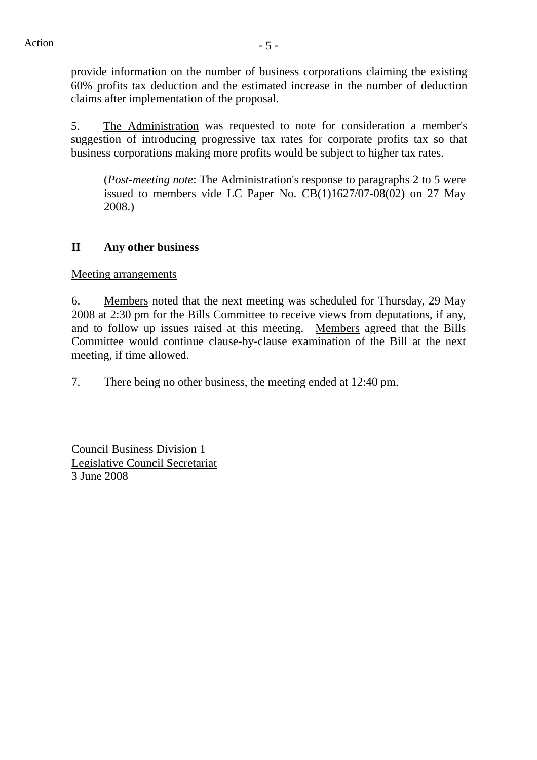provide information on the number of business corporations claiming the existing 60% profits tax deduction and the estimated increase in the number of deduction claims after implementation of the proposal.

5. The Administration was requested to note for consideration a member's suggestion of introducing progressive tax rates for corporate profits tax so that business corporations making more profits would be subject to higher tax rates.

> (*Post-meeting note*: The Administration's response to paragraphs 2 to 5 were issued to members vide LC Paper No. CB(1)1627/07-08(02) on 27 May 2008.)

## II Any other business

Meeting arrangements

6. Members noted that the next meeting was scheduled for Thursday, 29 May 2008 at 2:30 pm for the Bills Committee to receive views from deputations, if any, and to follow up issues raised at this meeting. Members agreed that the Bills Committee would continue clause-by-clause examination of the Bill at the next meeting, if time allowed.

7. There being no other business, the meeting ended at 12:40 pm.

Council Business Division 1
Legislative Council Secretariat
3 June 2008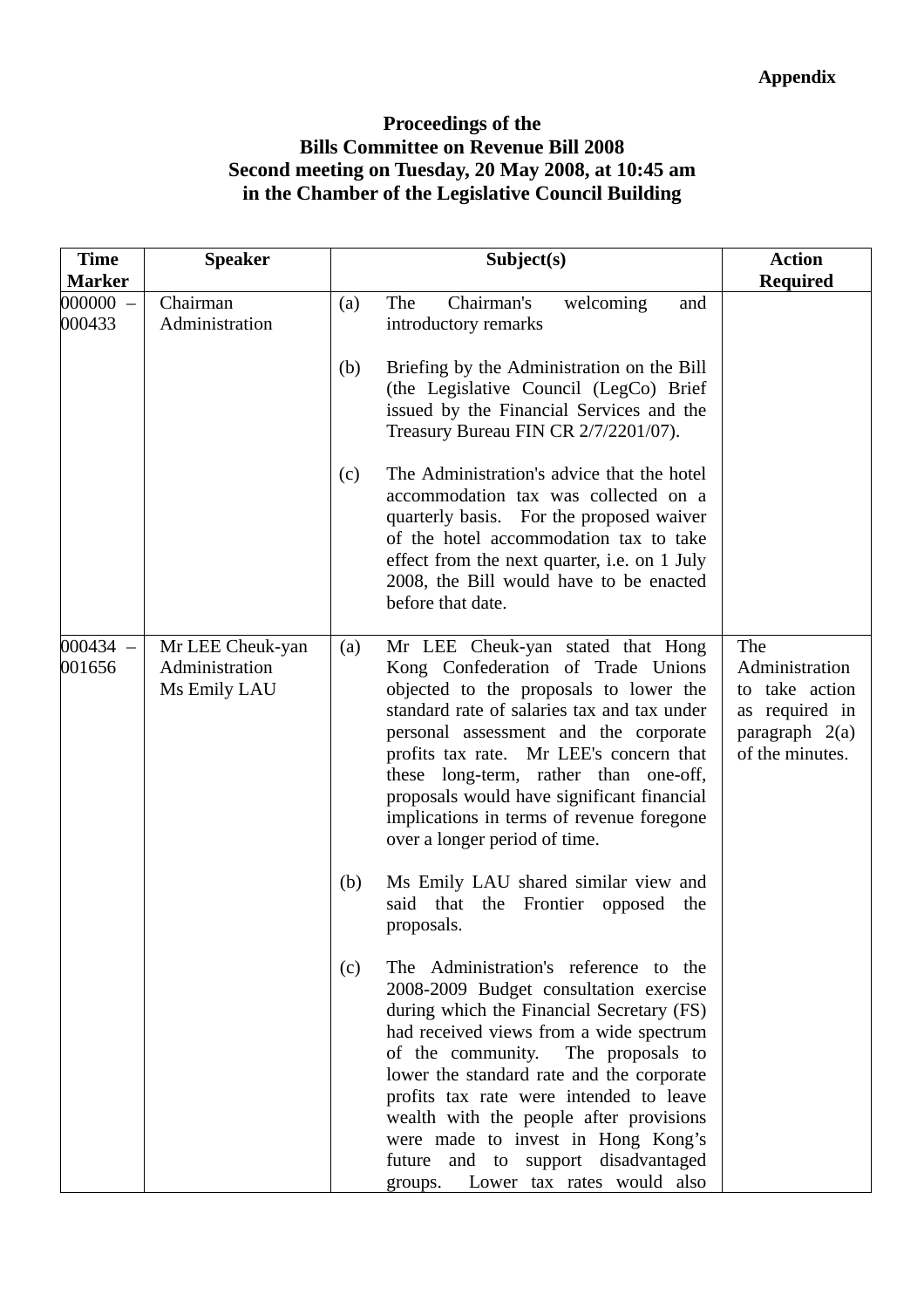**Appendix**

**Proceedings of the**
**Bills Committee on Revenue Bill 2008**
**Second meeting on Tuesday, 20 May 2008, at 10:45 am**
**in the Chamber of the Legislative Council Building**

| Time Marker | Speaker | Subject(s) | Action Required |
|---|---|---|---|
| 000000 – 000433 | Chairman<br>Administration | (a) The Chairman's welcoming and introductory remarks<br><br>(b) Briefing by the Administration on the Bill (the Legislative Council (LegCo) Brief issued by the Financial Services and the Treasury Bureau FIN CR 2/7/2201/07).<br><br>(c) The Administration's advice that the hotel accommodation tax was collected on a quarterly basis. For the proposed waiver of the hotel accommodation tax to take effect from the next quarter, i.e. on 1 July 2008, the Bill would have to be enacted before that date. | |
| 000434 – 001656 | Mr LEE Cheuk-yan<br>Administration<br>Ms Emily LAU | (a) Mr LEE Cheuk-yan stated that Hong Kong Confederation of Trade Unions objected to the proposals to lower the standard rate of salaries tax and tax under personal assessment and the corporate profits tax rate. Mr LEE's concern that these long-term, rather than one-off, proposals would have significant financial implications in terms of revenue foregone over a longer period of time.<br><br>(b) Ms Emily LAU shared similar view and said that the Frontier opposed the proposals.<br><br>(c) The Administration's reference to the 2008-2009 Budget consultation exercise during which the Financial Secretary (FS) had received views from a wide spectrum of the community. The proposals to lower the standard rate and the corporate profits tax rate were intended to leave wealth with the people after provisions were made to invest in Hong Kong's future and to support disadvantaged groups. Lower tax rates would also | The Administration to take action as required in paragraph 2(a) of the minutes. |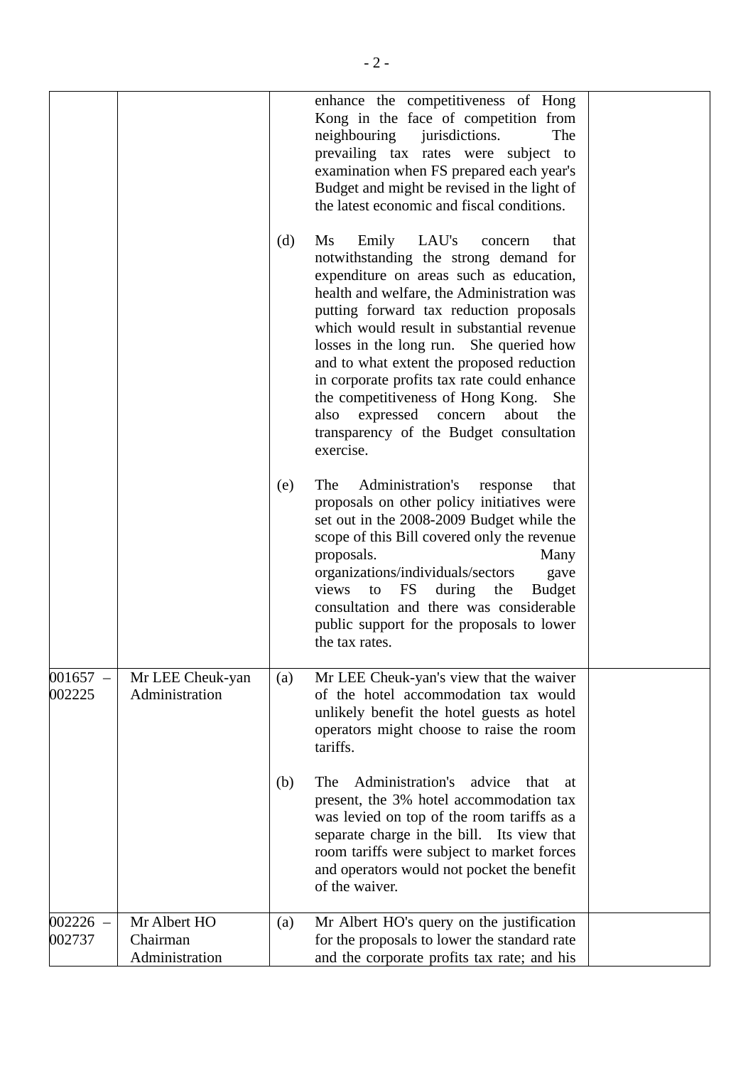| | | | |
|---|---|---|---|
| | | enhance the competitiveness of Hong Kong in the face of competition from neighbouring jurisdictions. The prevailing tax rates were subject to examination when FS prepared each year's Budget and might be revised in the light of the latest economic and fiscal conditions.<br><br>(d) Ms Emily LAU's concern that notwithstanding the strong demand for expenditure on areas such as education, health and welfare, the Administration was putting forward tax reduction proposals which would result in substantial revenue losses in the long run. She queried how and to what extent the proposed reduction in corporate profits tax rate could enhance the competitiveness of Hong Kong. She also expressed concern about the transparency of the Budget consultation exercise.<br><br>(e) The Administration's response that proposals on other policy initiatives were set out in the 2008-2009 Budget while the scope of this Bill covered only the revenue proposals. Many organizations/individuals/sectors gave views to FS during the Budget consultation and there was considerable public support for the proposals to lower the tax rates. | |
| 001657 – 002225 | Mr LEE Cheuk-yan<br>Administration | (a) Mr LEE Cheuk-yan's view that the waiver of the hotel accommodation tax would unlikely benefit the hotel guests as hotel operators might choose to raise the room tariffs.<br><br>(b) The Administration's advice that at present, the 3% hotel accommodation tax was levied on top of the room tariffs as a separate charge in the bill. Its view that room tariffs were subject to market forces and operators would not pocket the benefit of the waiver. | |
| 002226 – 002737 | Mr Albert HO<br>Chairman<br>Administration | (a) Mr Albert HO's query on the justification for the proposals to lower the standard rate and the corporate profits tax rate; and his | |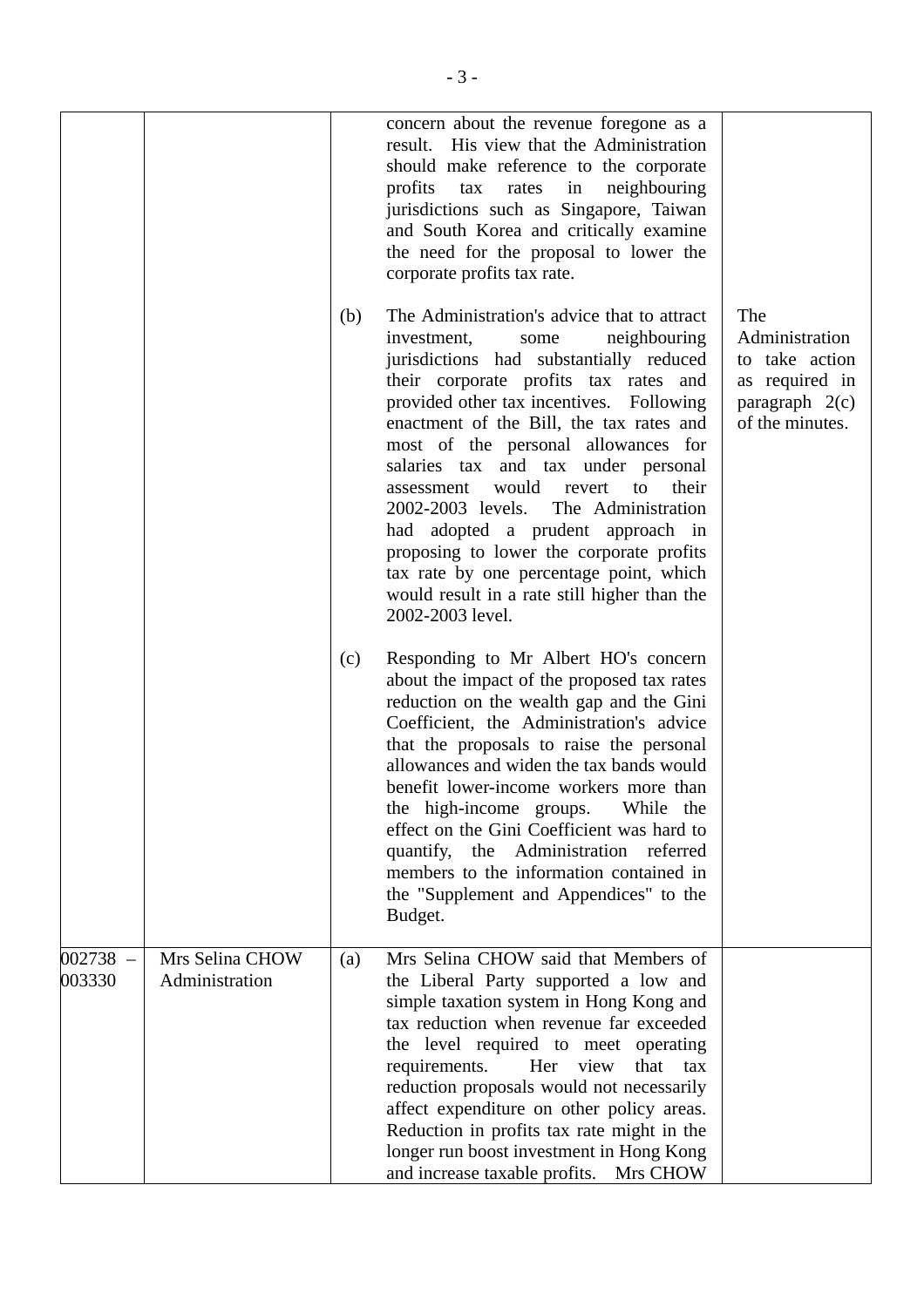| | | | |
|---|---|---|---|
| | | concern about the revenue foregone as a result. His view that the Administration should make reference to the corporate profits tax rates in neighbouring jurisdictions such as Singapore, Taiwan and South Korea and critically examine the need for the proposal to lower the corporate profits tax rate. | |
| | | (b) The Administration's advice that to attract investment, some neighbouring jurisdictions had substantially reduced their corporate profits tax rates and provided other tax incentives. Following enactment of the Bill, the tax rates and most of the personal allowances for salaries tax and tax under personal assessment would revert to their 2002-2003 levels. The Administration had adopted a prudent approach in proposing to lower the corporate profits tax rate by one percentage point, which would result in a rate still higher than the 2002-2003 level. | The Administration to take action as required in paragraph 2(c) of the minutes. |
| | | (c) Responding to Mr Albert HO's concern about the impact of the proposed tax rates reduction on the wealth gap and the Gini Coefficient, the Administration's advice that the proposals to raise the personal allowances and widen the tax bands would benefit lower-income workers more than the high-income groups. While the effect on the Gini Coefficient was hard to quantify, the Administration referred members to the information contained in the "Supplement and Appendices" to the Budget. | |
| 002738 – 003330 | Mrs Selina CHOW Administration | (a) Mrs Selina CHOW said that Members of the Liberal Party supported a low and simple taxation system in Hong Kong and tax reduction when revenue far exceeded the level required to meet operating requirements. Her view that tax reduction proposals would not necessarily affect expenditure on other policy areas. Reduction in profits tax rate might in the longer run boost investment in Hong Kong and increase taxable profits. Mrs CHOW | |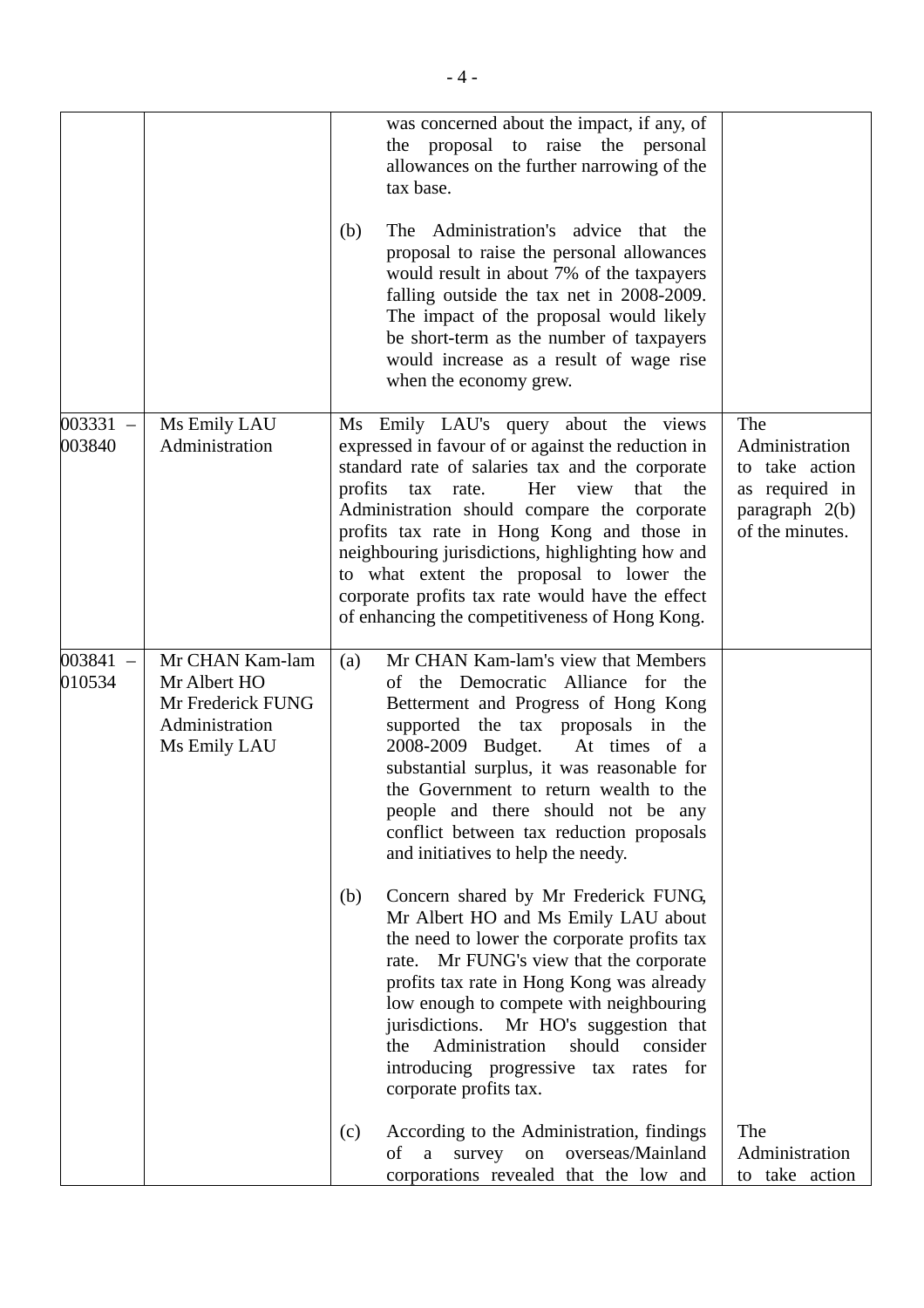| | | | |
|---|---|---|---|
| | | was concerned about the impact, if any, of the proposal to raise the personal allowances on the further narrowing of the tax base.<br><br>(b) The Administration's advice that the proposal to raise the personal allowances would result in about 7% of the taxpayers falling outside the tax net in 2008-2009. The impact of the proposal would likely be short-term as the number of taxpayers would increase as a result of wage rise when the economy grew. | |
| 003331 – 003840 | Ms Emily LAU<br>Administration | Ms Emily LAU's query about the views expressed in favour of or against the reduction in standard rate of salaries tax and the corporate profits tax rate. Her view that the Administration should compare the corporate profits tax rate in Hong Kong and those in neighbouring jurisdictions, highlighting how and to what extent the proposal to lower the corporate profits tax rate would have the effect of enhancing the competitiveness of Hong Kong. | The Administration to take action as required in paragraph 2(b) of the minutes. |
| 003841 – 010534 | Mr CHAN Kam-lam<br>Mr Albert HO<br>Mr Frederick FUNG<br>Administration<br>Ms Emily LAU | (a) Mr CHAN Kam-lam's view that Members of the Democratic Alliance for the Betterment and Progress of Hong Kong supported the tax proposals in the 2008-2009 Budget. At times of a substantial surplus, it was reasonable for the Government to return wealth to the people and there should not be any conflict between tax reduction proposals and initiatives to help the needy.<br><br>(b) Concern shared by Mr Frederick FUNG, Mr Albert HO and Ms Emily LAU about the need to lower the corporate profits tax rate. Mr FUNG's view that the corporate profits tax rate in Hong Kong was already low enough to compete with neighbouring jurisdictions. Mr HO's suggestion that the Administration should consider introducing progressive tax rates for corporate profits tax.<br><br>(c) According to the Administration, findings of a survey on overseas/Mainland corporations revealed that the low and | The Administration to take action |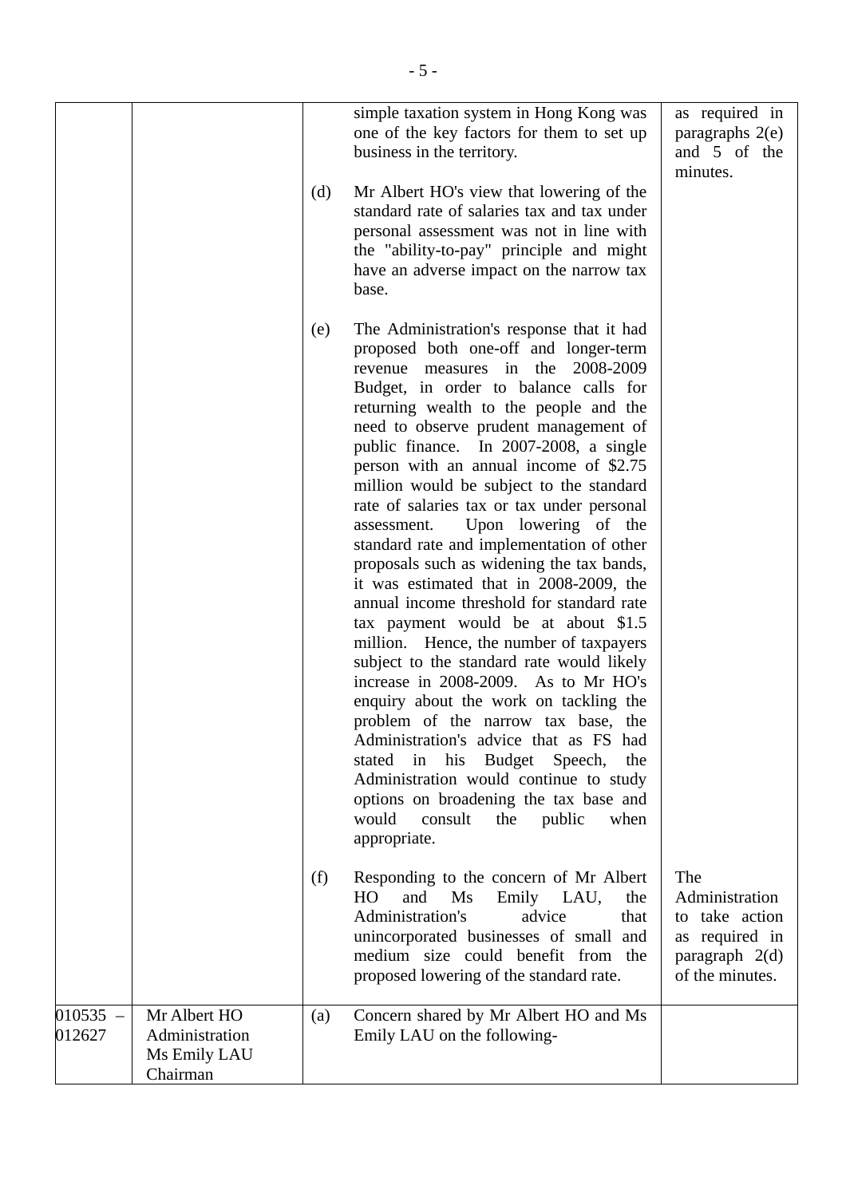| | | | | |
|---|---|---|---|---|
| | | | simple taxation system in Hong Kong was one of the key factors for them to set up business in the territory. | as required in paragraphs 2(e) and 5 of the minutes. |
| | | (d) | Mr Albert HO's view that lowering of the standard rate of salaries tax and tax under personal assessment was not in line with the "ability-to-pay" principle and might have an adverse impact on the narrow tax base. | |
| | | (e) | The Administration's response that it had proposed both one-off and longer-term revenue measures in the 2008-2009 Budget, in order to balance calls for returning wealth to the people and the need to observe prudent management of public finance. In 2007-2008, a single person with an annual income of $2.75 million would be subject to the standard rate of salaries tax or tax under personal assessment. Upon lowering of the standard rate and implementation of other proposals such as widening the tax bands, it was estimated that in 2008-2009, the annual income threshold for standard rate tax payment would be at about $1.5 million. Hence, the number of taxpayers subject to the standard rate would likely increase in 2008-2009. As to Mr HO's enquiry about the work on tackling the problem of the narrow tax base, the Administration's advice that as FS had stated in his Budget Speech, the Administration would continue to study options on broadening the tax base and would consult the public when appropriate. | |
| | | (f) | Responding to the concern of Mr Albert HO and Ms Emily LAU, the Administration's advice that unincorporated businesses of small and medium size could benefit from the proposed lowering of the standard rate. | The Administration to take action as required in paragraph 2(d) of the minutes. |
| 010535 – 012627 | Mr Albert HO<br>Administration<br>Ms Emily LAU<br>Chairman | (a) | Concern shared by Mr Albert HO and Ms Emily LAU on the following- | |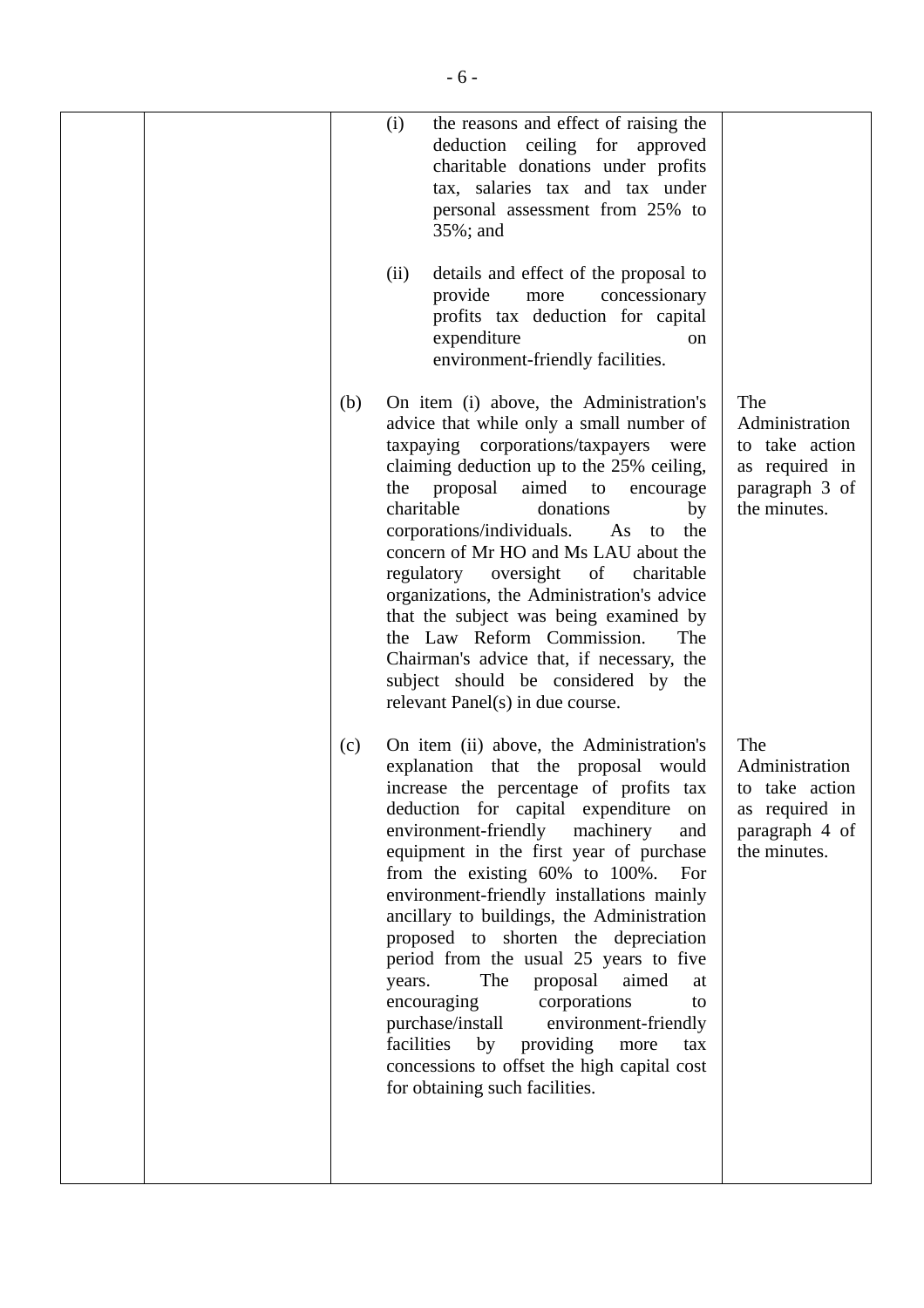| | | | |
|---|---|---|---|
| | | (i) the reasons and effect of raising the deduction ceiling for approved charitable donations under profits tax, salaries tax and tax under personal assessment from 25% to 35%; and<br><br>(ii) details and effect of the proposal to provide more concessionary profits tax deduction for capital expenditure on environment-friendly facilities. | |
| | | (b) On item (i) above, the Administration's advice that while only a small number of taxpaying corporations/taxpayers were claiming deduction up to the 25% ceiling, the proposal aimed to encourage charitable donations by corporations/individuals. As to the concern of Mr HO and Ms LAU about the regulatory oversight of charitable organizations, the Administration's advice that the subject was being examined by the Law Reform Commission. The Chairman's advice that, if necessary, the subject should be considered by the relevant Panel(s) in due course. | The Administration to take action as required in paragraph 3 of the minutes. |
| | | (c) On item (ii) above, the Administration's explanation that the proposal would increase the percentage of profits tax deduction for capital expenditure on environment-friendly machinery and equipment in the first year of purchase from the existing 60% to 100%. For environment-friendly installations mainly ancillary to buildings, the Administration proposed to shorten the depreciation period from the usual 25 years to five years. The proposal aimed at encouraging corporations to purchase/install environment-friendly facilities by providing more tax concessions to offset the high capital cost for obtaining such facilities. | The Administration to take action as required in paragraph 4 of the minutes. |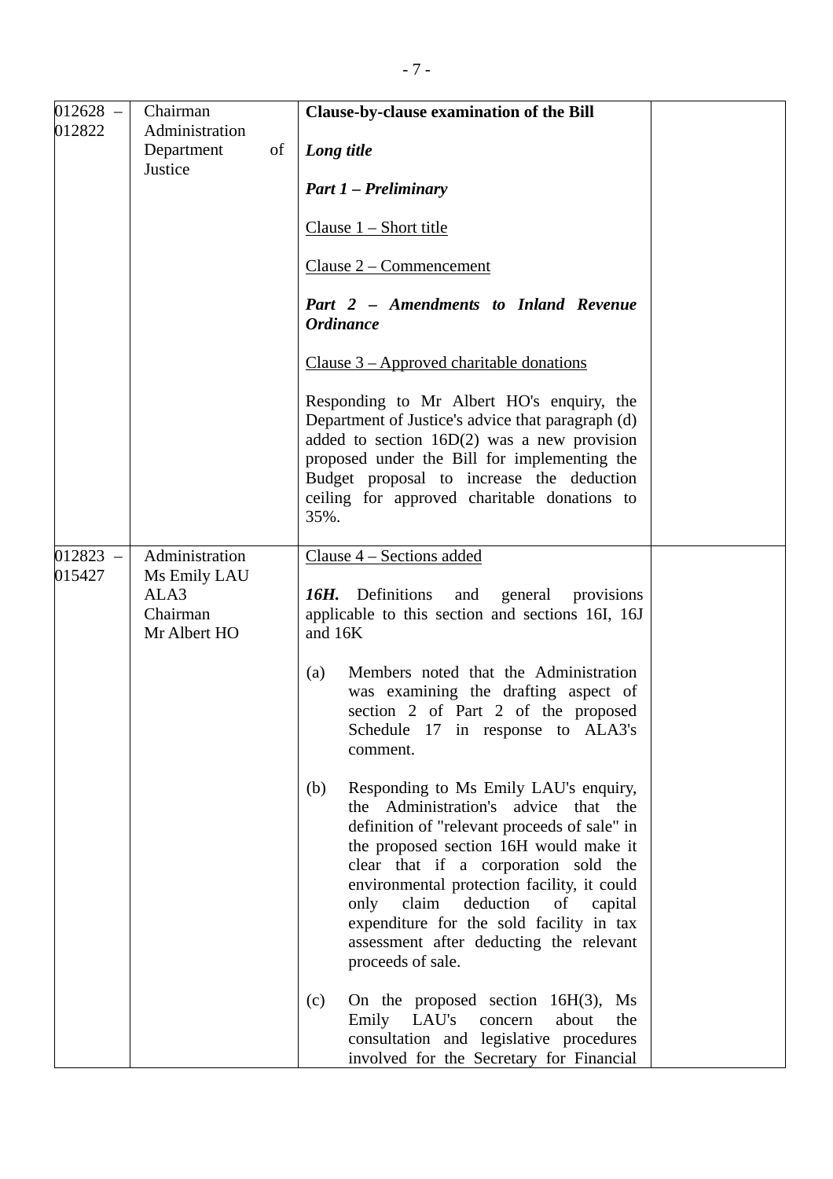| | | | |
|---|---|---|---|
| 012628 – 012822 | Chairman<br>Administration<br>Department of Justice | **Clause-by-clause examination of the Bill**<br><br>***Long title***<br><br>***Part 1 – Preliminary***<br><br>Clause 1 – Short title<br><br>Clause 2 – Commencement<br><br>***Part 2 – Amendments to Inland Revenue Ordinance***<br><br>Clause 3 – Approved charitable donations<br><br>Responding to Mr Albert HO's enquiry, the Department of Justice's advice that paragraph (d) added to section 16D(2) was a new provision proposed under the Bill for implementing the Budget proposal to increase the deduction ceiling for approved charitable donations to 35%. | |
| 012823 – 015427 | Administration<br>Ms Emily LAU<br>ALA3<br>Chairman<br>Mr Albert HO | Clause 4 – Sections added<br><br>***16H.*** Definitions and general provisions applicable to this section and sections 16I, 16J and 16K<br><br>(a) Members noted that the Administration was examining the drafting aspect of section 2 of Part 2 of the proposed Schedule 17 in response to ALA3's comment.<br><br>(b) Responding to Ms Emily LAU's enquiry, the Administration's advice that the definition of "relevant proceeds of sale" in the proposed section 16H would make it clear that if a corporation sold the environmental protection facility, it could only claim deduction of capital expenditure for the sold facility in tax assessment after deducting the relevant proceeds of sale.<br><br>(c) On the proposed section 16H(3), Ms Emily LAU's concern about the consultation and legislative procedures involved for the Secretary for Financial | |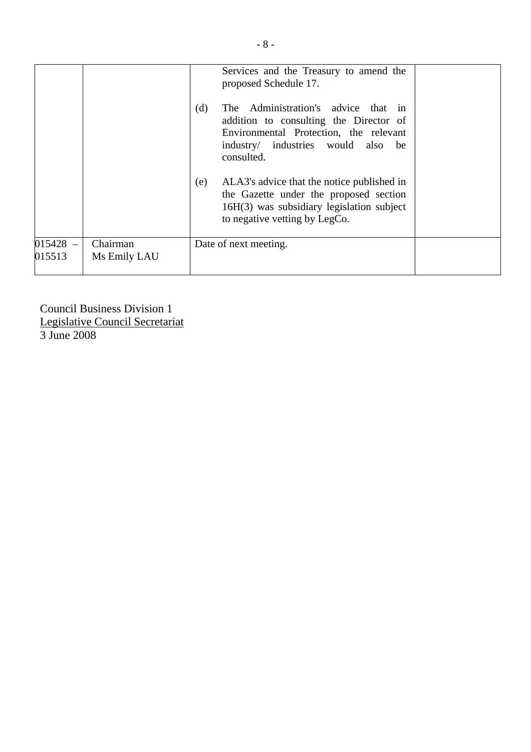| | | | |
|---|---|---|---|
| | | Services and the Treasury to amend the proposed Schedule 17.<br><br>(d) The Administration's advice that in addition to consulting the Director of Environmental Protection, the relevant industry/ industries would also be consulted.<br><br>(e) ALA3's advice that the notice published in the Gazette under the proposed section 16H(3) was subsidiary legislation subject to negative vetting by LegCo. | |
| 015428 – 015513 | Chairman<br>Ms Emily LAU | Date of next meeting. | |

Council Business Division 1
Legislative Council Secretariat
3 June 2008